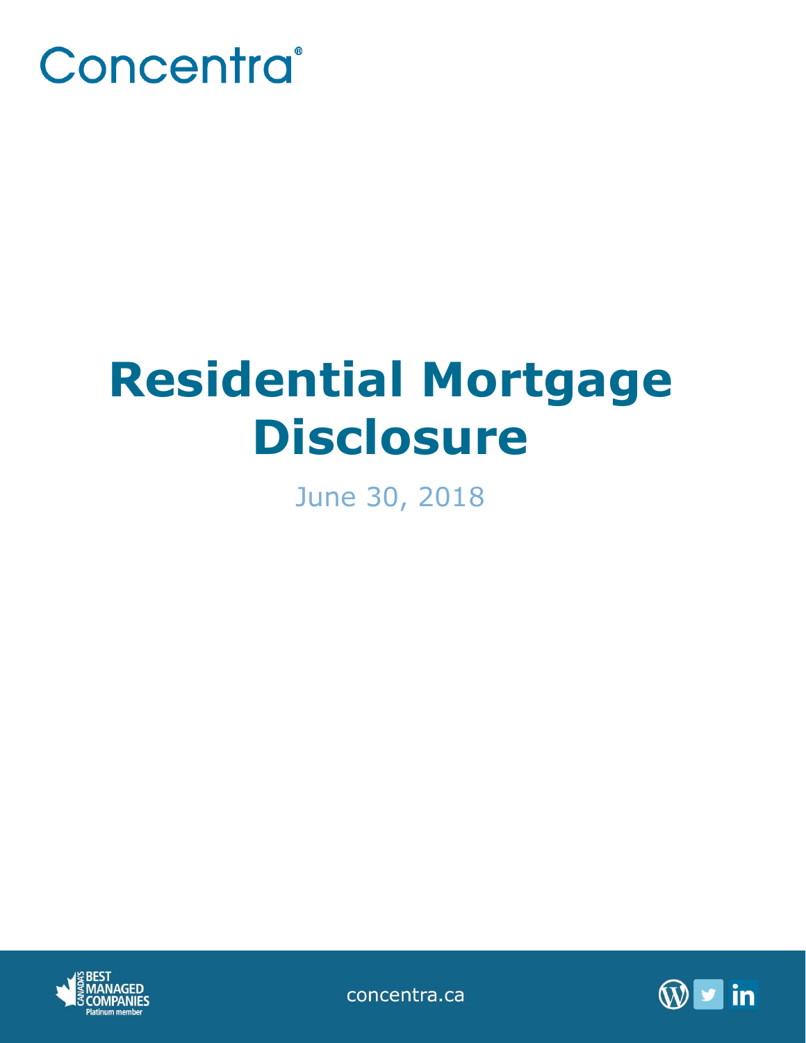Concentra®

# Residential Mortgage Disclosure

June 30, 2018

concentra.ca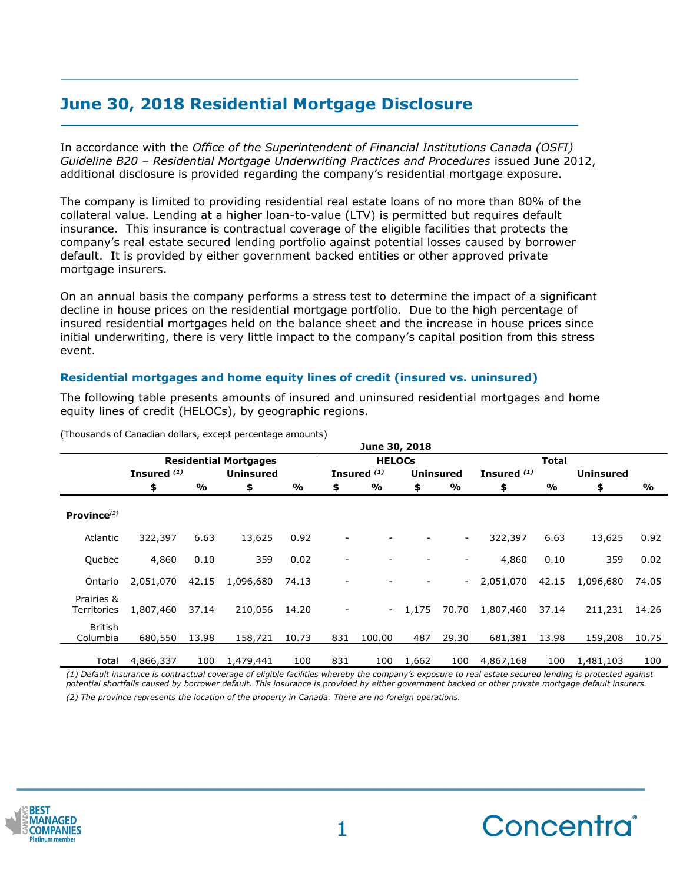# June 30, 2018 Residential Mortgage Disclosure

In accordance with the *Office of the Superintendent of Financial Institutions Canada (OSFI) Guideline B20 – Residential Mortgage Underwriting Practices and Procedures* issued June 2012, additional disclosure is provided regarding the company's residential mortgage exposure.

The company is limited to providing residential real estate loans of no more than 80% of the collateral value. Lending at a higher loan-to-value (LTV) is permitted but requires default insurance. This insurance is contractual coverage of the eligible facilities that protects the company's real estate secured lending portfolio against potential losses caused by borrower default. It is provided by either government backed entities or other approved private mortgage insurers.

On an annual basis the company performs a stress test to determine the impact of a significant decline in house prices on the residential mortgage portfolio. Due to the high percentage of insured residential mortgages held on the balance sheet and the increase in house prices since initial underwriting, there is very little impact to the company's capital position from this stress event.

### Residential mortgages and home equity lines of credit (insured vs. uninsured)

The following table presents amounts of insured and uninsured residential mortgages and home equity lines of credit (HELOCs), by geographic regions.

(Thousands of Canadian dollars, except percentage amounts)

| | June 30, 2018 | | | | | | | | | | | |
|---|---|---|---|---|---|---|---|---|---|---|---|---|
| | **Residential Mortgages** | | | | **HELOCs** | | | | **Total** | | | |
| | **Insured (1)** | | **Uninsured** | | **Insured (1)** | | **Uninsured** | | **Insured (1)** | | **Uninsured** | |
| | **$** | **%** | **$** | **%** | **$** | **%** | **$** | **%** | **$** | **%** | **$** | **%** |
| **Province(2)** | | | | | | | | | | | | |
| Atlantic | 322,397 | 6.63 | 13,625 | 0.92 | - | - | - | - | 322,397 | 6.63 | 13,625 | 0.92 |
| Quebec | 4,860 | 0.10 | 359 | 0.02 | - | - | - | - | 4,860 | 0.10 | 359 | 0.02 |
| Ontario | 2,051,070 | 42.15 | 1,096,680 | 74.13 | - | - | - | - | 2,051,070 | 42.15 | 1,096,680 | 74.05 |
| Prairies & Territories | 1,807,460 | 37.14 | 210,056 | 14.20 | - | - | 1,175 | 70.70 | 1,807,460 | 37.14 | 211,231 | 14.26 |
| British Columbia | 680,550 | 13.98 | 158,721 | 10.73 | 831 | 100.00 | 487 | 29.30 | 681,381 | 13.98 | 159,208 | 10.75 |
| Total | 4,866,337 | 100 | 1,479,441 | 100 | 831 | 100 | 1,662 | 100 | 4,867,168 | 100 | 1,481,103 | 100 |

*(1) Default insurance is contractual coverage of eligible facilities whereby the company's exposure to real estate secured lending is protected against potential shortfalls caused by borrower default. This insurance is provided by either government backed or other private mortgage default insurers.*

*(2) The province represents the location of the property in Canada. There are no foreign operations.*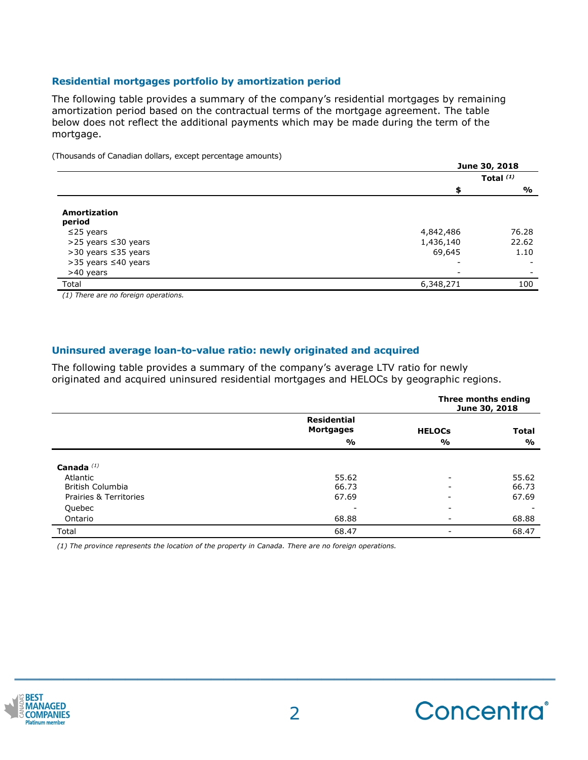### Residential mortgages portfolio by amortization period

The following table provides a summary of the company's residential mortgages by remaining amortization period based on the contractual terms of the mortgage agreement. The table below does not reflect the additional payments which may be made during the term of the mortgage.

(Thousands of Canadian dollars, except percentage amounts)

| | June 30, 2018 | |
|---|---|---|
| | Total (1) | |
| | $ | % |
| **Amortization period** | | |
| ≤25 years | 4,842,486 | 76.28 |
| >25 years ≤30 years | 1,436,140 | 22.62 |
| >30 years ≤35 years | 69,645 | 1.10 |
| >35 years ≤40 years | - | - |
| >40 years | - | - |
| Total | 6,348,271 | 100 |

*(1) There are no foreign operations.*

### Uninsured average loan-to-value ratio: newly originated and acquired

The following table provides a summary of the company's average LTV ratio for newly originated and acquired uninsured residential mortgages and HELOCs by geographic regions.

| | Three months ending June 30, 2018 | | |
|---|---|---|---|
| | Residential Mortgages | HELOCs | Total |
| | % | % | % |
| **Canada** (1) | | | |
| Atlantic | 55.62 | - | 55.62 |
| British Columbia | 66.73 | - | 66.73 |
| Prairies & Territories | 67.69 | - | 67.69 |
| Quebec | - | - | - |
| Ontario | 68.88 | - | 68.88 |
| Total | 68.47 | - | 68.47 |

*(1) The province represents the location of the property in Canada. There are no foreign operations.*